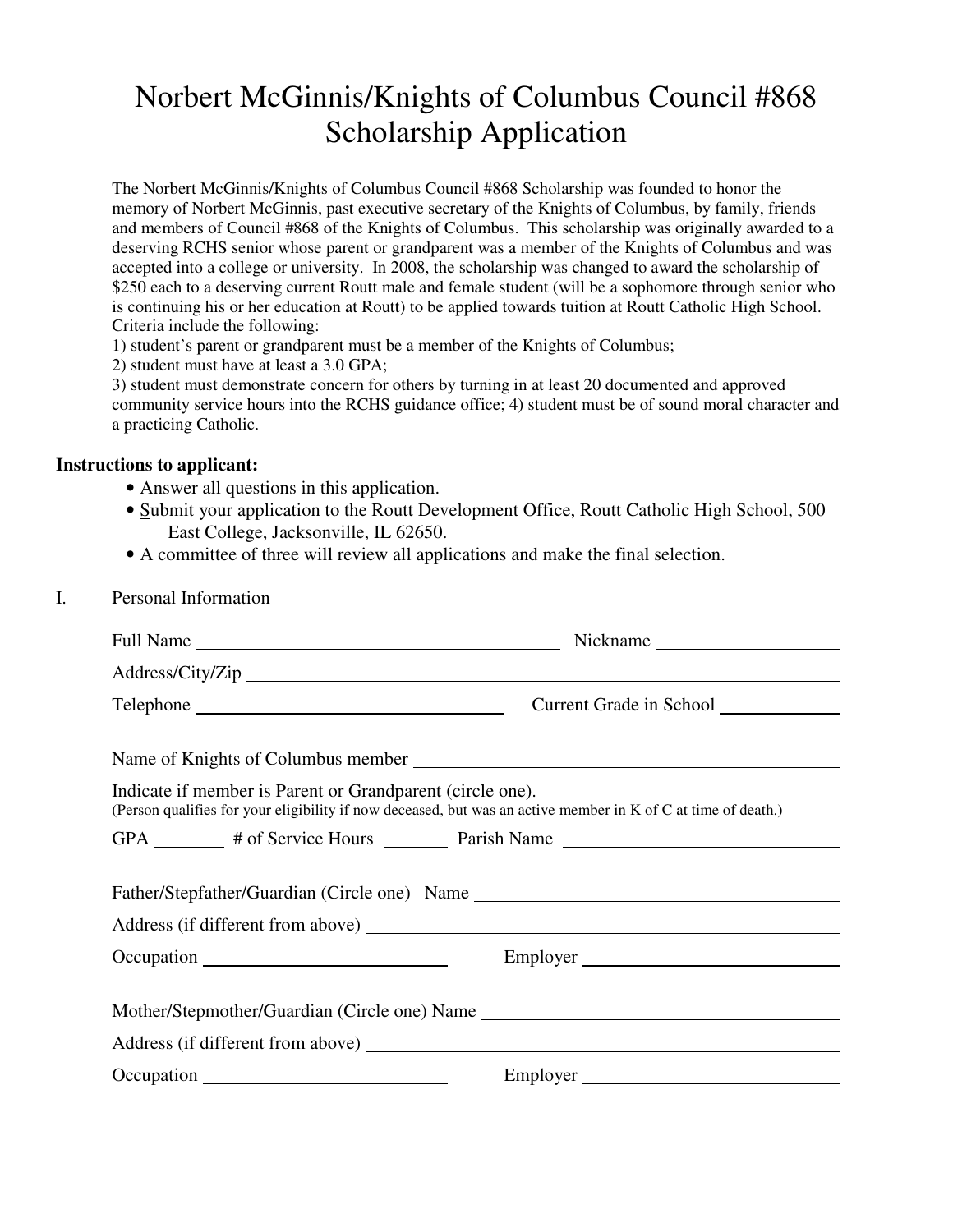# Norbert McGinnis/Knights of Columbus Council #868 Scholarship Application

The Norbert McGinnis/Knights of Columbus Council #868 Scholarship was founded to honor the memory of Norbert McGinnis, past executive secretary of the Knights of Columbus, by family, friends and members of Council #868 of the Knights of Columbus. This scholarship was originally awarded to a deserving RCHS senior whose parent or grandparent was a member of the Knights of Columbus and was accepted into a college or university. In 2008, the scholarship was changed to award the scholarship of $250 each to a deserving current Routt male and female student (will be a sophomore through senior who is continuing his or her education at Routt) to be applied towards tuition at Routt Catholic High School. Criteria include the following:
1) student's parent or grandparent must be a member of the Knights of Columbus;
2) student must have at least a 3.0 GPA;
3) student must demonstrate concern for others by turning in at least 20 documented and approved community service hours into the RCHS guidance office; 4) student must be of sound moral character and a practicing Catholic.

**Instructions to applicant:**

- Answer all questions in this application.
- Submit your application to the Routt Development Office, Routt Catholic High School, 500 East College, Jacksonville, IL 62650.
- A committee of three will review all applications and make the final selection.

I. Personal Information

Full Name ______________________________ Nickname ______________

Address/City/Zip ______________________________________________

Telephone ________________________ Current Grade in School __________

Name of Knights of Columbus member ___________________________________

Indicate if member is Parent or Grandparent (circle one).
(Person qualifies for your eligibility if now deceased, but was an active member in K of C at time of death.)

GPA ______ # of Service Hours ______ Parish Name ______________________

Father/Stepfather/Guardian (Circle one) Name ____________________________

Address (if different from above) ______________________________________

Occupation ____________________ Employer ______________________

Mother/Stepmother/Guardian (Circle one) Name ___________________________

Address (if different from above) ______________________________________

Occupation ____________________ Employer ______________________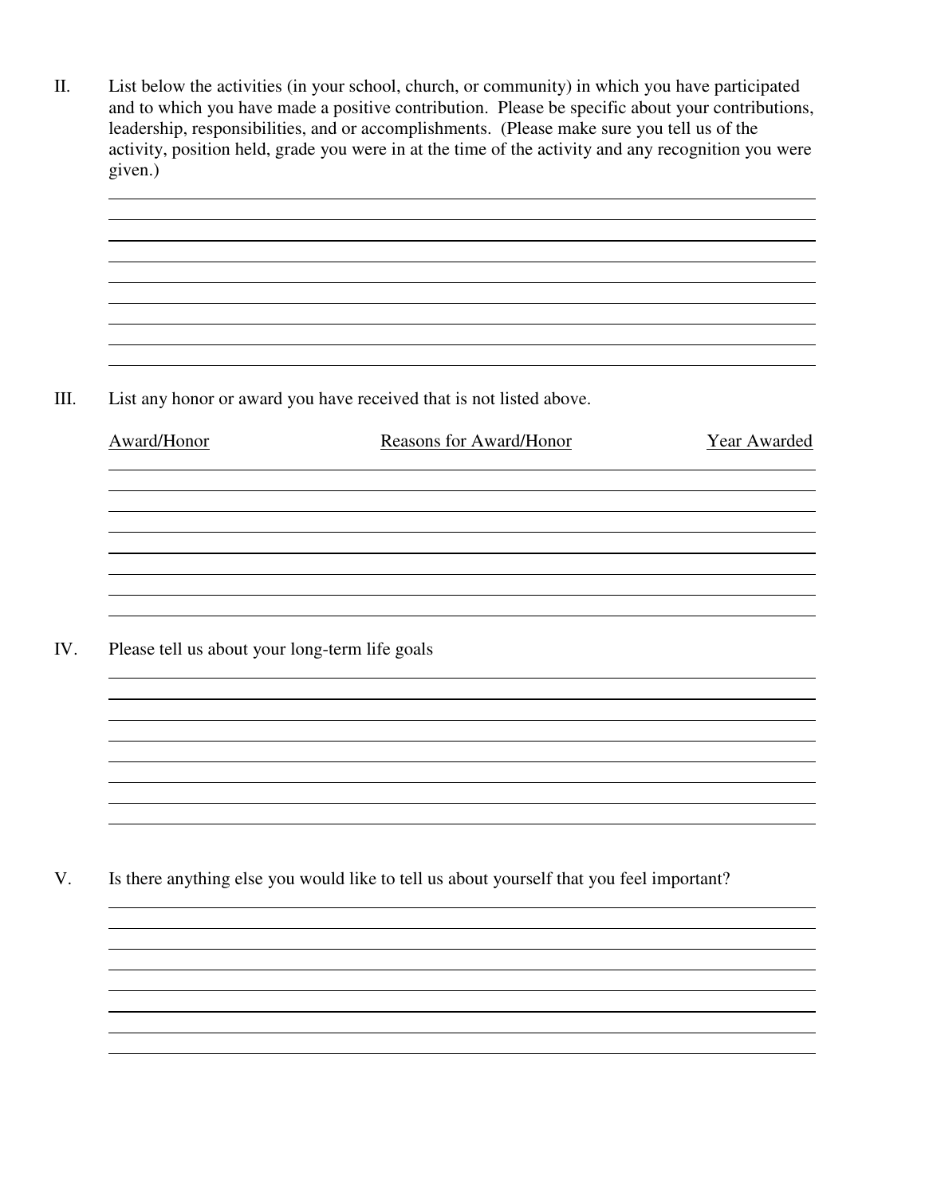II. List below the activities (in your school, church, or community) in which you have participated and to which you have made a positive contribution. Please be specific about your contributions, leadership, responsibilities, and or accomplishments. (Please make sure you tell us of the activity, position held, grade you were in at the time of the activity and any recognition you were given.)

III. List any honor or award you have received that is not listed above.

| Award/Honor | Reasons for Award/Honor | Year Awarded |
|---|---|---|

IV. Please tell us about your long-term life goals

V. Is there anything else you would like to tell us about yourself that you feel important?